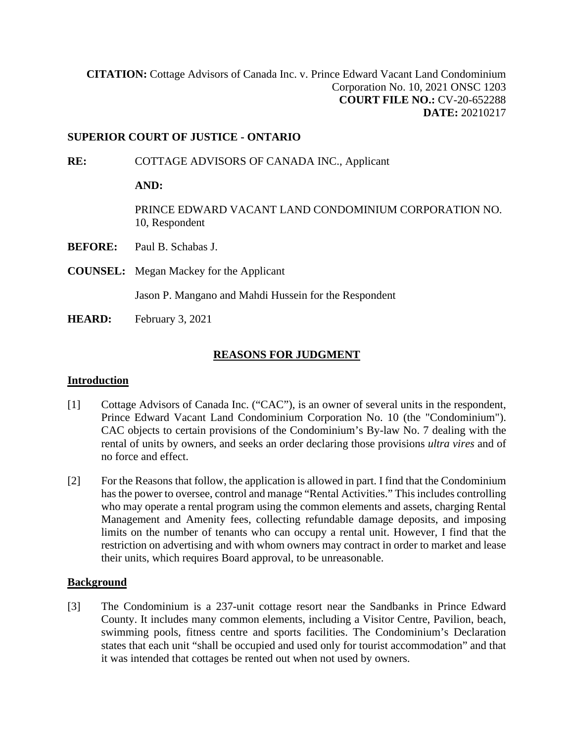**CITATION:** Cottage Advisors of Canada Inc. v. Prince Edward Vacant Land Condominium Corporation No. 10, 2021 ONSC 1203
**COURT FILE NO.:** CV-20-652288
**DATE:** 20210217

**SUPERIOR COURT OF JUSTICE - ONTARIO**

**RE:** COTTAGE ADVISORS OF CANADA INC., Applicant

**AND:**

PRINCE EDWARD VACANT LAND CONDOMINIUM CORPORATION NO. 10, Respondent

**BEFORE:** Paul B. Schabas J.

**COUNSEL:** Megan Mackey for the Applicant

Jason P. Mangano and Mahdi Hussein for the Respondent

**HEARD:** February 3, 2021

## REASONS FOR JUDGMENT

### Introduction

[1] Cottage Advisors of Canada Inc. ("CAC"), is an owner of several units in the respondent, Prince Edward Vacant Land Condominium Corporation No. 10 (the "Condominium"). CAC objects to certain provisions of the Condominium's By-law No. 7 dealing with the rental of units by owners, and seeks an order declaring those provisions *ultra vires* and of no force and effect.

[2] For the Reasons that follow, the application is allowed in part. I find that the Condominium has the power to oversee, control and manage "Rental Activities." This includes controlling who may operate a rental program using the common elements and assets, charging Rental Management and Amenity fees, collecting refundable damage deposits, and imposing limits on the number of tenants who can occupy a rental unit. However, I find that the restriction on advertising and with whom owners may contract in order to market and lease their units, which requires Board approval, to be unreasonable.

### Background

[3] The Condominium is a 237-unit cottage resort near the Sandbanks in Prince Edward County. It includes many common elements, including a Visitor Centre, Pavilion, beach, swimming pools, fitness centre and sports facilities. The Condominium's Declaration states that each unit "shall be occupied and used only for tourist accommodation" and that it was intended that cottages be rented out when not used by owners.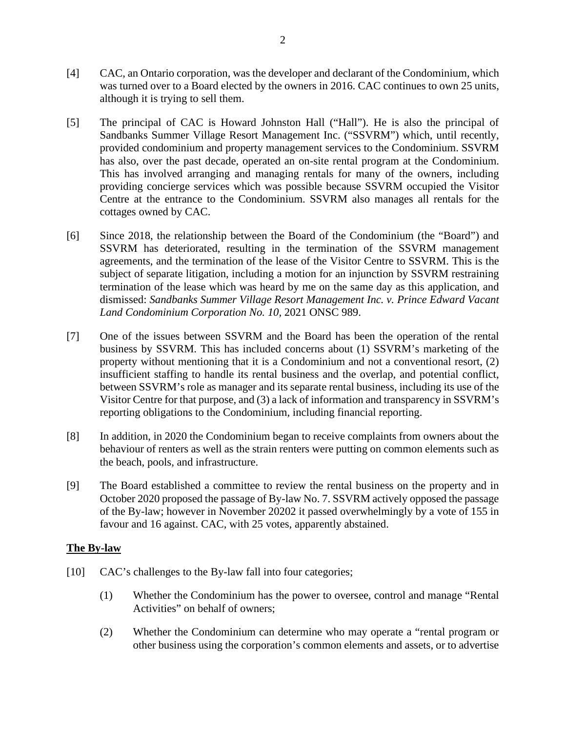[4] CAC, an Ontario corporation, was the developer and declarant of the Condominium, which was turned over to a Board elected by the owners in 2016. CAC continues to own 25 units, although it is trying to sell them.

[5] The principal of CAC is Howard Johnston Hall ("Hall"). He is also the principal of Sandbanks Summer Village Resort Management Inc. ("SSVRM") which, until recently, provided condominium and property management services to the Condominium. SSVRM has also, over the past decade, operated an on-site rental program at the Condominium. This has involved arranging and managing rentals for many of the owners, including providing concierge services which was possible because SSVRM occupied the Visitor Centre at the entrance to the Condominium. SSVRM also manages all rentals for the cottages owned by CAC.

[6] Since 2018, the relationship between the Board of the Condominium (the "Board") and SSVRM has deteriorated, resulting in the termination of the SSVRM management agreements, and the termination of the lease of the Visitor Centre to SSVRM. This is the subject of separate litigation, including a motion for an injunction by SSVRM restraining termination of the lease which was heard by me on the same day as this application, and dismissed: *Sandbanks Summer Village Resort Management Inc. v. Prince Edward Vacant Land Condominium Corporation No. 10*, 2021 ONSC 989.

[7] One of the issues between SSVRM and the Board has been the operation of the rental business by SSVRM. This has included concerns about (1) SSVRM's marketing of the property without mentioning that it is a Condominium and not a conventional resort, (2) insufficient staffing to handle its rental business and the overlap, and potential conflict, between SSVRM's role as manager and its separate rental business, including its use of the Visitor Centre for that purpose, and (3) a lack of information and transparency in SSVRM's reporting obligations to the Condominium, including financial reporting.

[8] In addition, in 2020 the Condominium began to receive complaints from owners about the behaviour of renters as well as the strain renters were putting on common elements such as the beach, pools, and infrastructure.

[9] The Board established a committee to review the rental business on the property and in October 2020 proposed the passage of By-law No. 7. SSVRM actively opposed the passage of the By-law; however in November 20202 it passed overwhelmingly by a vote of 155 in favour and 16 against. CAC, with 25 votes, apparently abstained.

## The By-law

[10] CAC's challenges to the By-law fall into four categories;

(1) Whether the Condominium has the power to oversee, control and manage "Rental Activities" on behalf of owners;

(2) Whether the Condominium can determine who may operate a "rental program or other business using the corporation's common elements and assets, or to advertise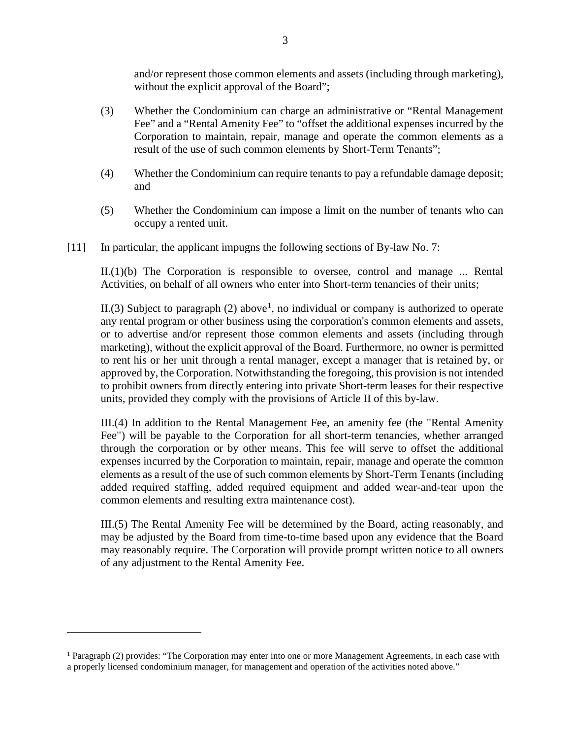and/or represent those common elements and assets (including through marketing), without the explicit approval of the Board";

(3) Whether the Condominium can charge an administrative or "Rental Management Fee" and a "Rental Amenity Fee" to "offset the additional expenses incurred by the Corporation to maintain, repair, manage and operate the common elements as a result of the use of such common elements by Short-Term Tenants";

(4) Whether the Condominium can require tenants to pay a refundable damage deposit; and

(5) Whether the Condominium can impose a limit on the number of tenants who can occupy a rented unit.

[11] In particular, the applicant impugns the following sections of By-law No. 7:

> II.(1)(b) The Corporation is responsible to oversee, control and manage ... Rental Activities, on behalf of all owners who enter into Short-term tenancies of their units;
>
> II.(3) Subject to paragraph (2) above[1], no individual or company is authorized to operate any rental program or other business using the corporation's common elements and assets, or to advertise and/or represent those common elements and assets (including through marketing), without the explicit approval of the Board. Furthermore, no owner is permitted to rent his or her unit through a rental manager, except a manager that is retained by, or approved by, the Corporation. Notwithstanding the foregoing, this provision is not intended to prohibit owners from directly entering into private Short-term leases for their respective units, provided they comply with the provisions of Article II of this by-law.
>
> III.(4) In addition to the Rental Management Fee, an amenity fee (the "Rental Amenity Fee") will be payable to the Corporation for all short-term tenancies, whether arranged through the corporation or by other means. This fee will serve to offset the additional expenses incurred by the Corporation to maintain, repair, manage and operate the common elements as a result of the use of such common elements by Short-Term Tenants (including added required staffing, added required equipment and added wear-and-tear upon the common elements and resulting extra maintenance cost).
>
> III.(5) The Rental Amenity Fee will be determined by the Board, acting reasonably, and may be adjusted by the Board from time-to-time based upon any evidence that the Board may reasonably require. The Corporation will provide prompt written notice to all owners of any adjustment to the Rental Amenity Fee.

---

[1] Paragraph (2) provides: "The Corporation may enter into one or more Management Agreements, in each case with a properly licensed condominium manager, for management and operation of the activities noted above."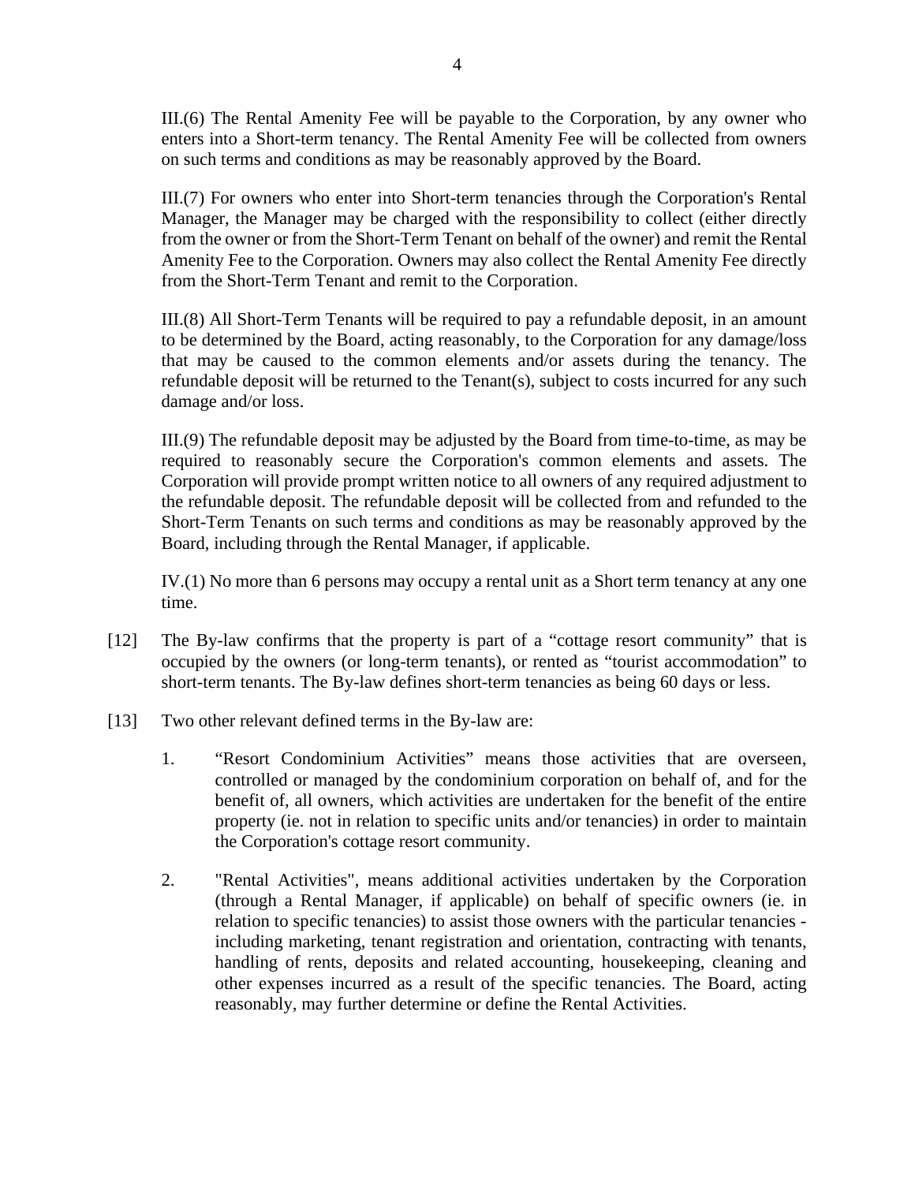III.(6) The Rental Amenity Fee will be payable to the Corporation, by any owner who enters into a Short-term tenancy. The Rental Amenity Fee will be collected from owners on such terms and conditions as may be reasonably approved by the Board.

III.(7) For owners who enter into Short-term tenancies through the Corporation's Rental Manager, the Manager may be charged with the responsibility to collect (either directly from the owner or from the Short-Term Tenant on behalf of the owner) and remit the Rental Amenity Fee to the Corporation. Owners may also collect the Rental Amenity Fee directly from the Short-Term Tenant and remit to the Corporation.

III.(8) All Short-Term Tenants will be required to pay a refundable deposit, in an amount to be determined by the Board, acting reasonably, to the Corporation for any damage/loss that may be caused to the common elements and/or assets during the tenancy. The refundable deposit will be returned to the Tenant(s), subject to costs incurred for any such damage and/or loss.

III.(9) The refundable deposit may be adjusted by the Board from time-to-time, as may be required to reasonably secure the Corporation's common elements and assets. The Corporation will provide prompt written notice to all owners of any required adjustment to the refundable deposit. The refundable deposit will be collected from and refunded to the Short-Term Tenants on such terms and conditions as may be reasonably approved by the Board, including through the Rental Manager, if applicable.

IV.(1) No more than 6 persons may occupy a rental unit as a Short term tenancy at any one time.

[12] The By-law confirms that the property is part of a "cottage resort community" that is occupied by the owners (or long-term tenants), or rented as "tourist accommodation" to short-term tenants. The By-law defines short-term tenancies as being 60 days or less.

[13] Two other relevant defined terms in the By-law are:

1. "Resort Condominium Activities" means those activities that are overseen, controlled or managed by the condominium corporation on behalf of, and for the benefit of, all owners, which activities are undertaken for the benefit of the entire property (ie. not in relation to specific units and/or tenancies) in order to maintain the Corporation's cottage resort community.

2. "Rental Activities", means additional activities undertaken by the Corporation (through a Rental Manager, if applicable) on behalf of specific owners (ie. in relation to specific tenancies) to assist those owners with the particular tenancies - including marketing, tenant registration and orientation, contracting with tenants, handling of rents, deposits and related accounting, housekeeping, cleaning and other expenses incurred as a result of the specific tenancies. The Board, acting reasonably, may further determine or define the Rental Activities.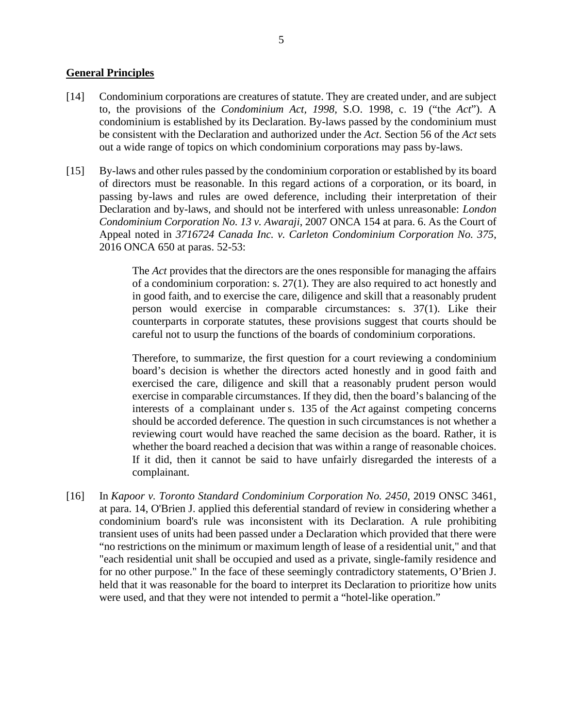**General Principles**

[14] Condominium corporations are creatures of statute. They are created under, and are subject to, the provisions of the *Condominium Act, 1998*, S.O. 1998, c. 19 ("the *Act*"). A condominium is established by its Declaration. By-laws passed by the condominium must be consistent with the Declaration and authorized under the *Act*. Section 56 of the *Act* sets out a wide range of topics on which condominium corporations may pass by-laws.

[15] By-laws and other rules passed by the condominium corporation or established by its board of directors must be reasonable. In this regard actions of a corporation, or its board, in passing by-laws and rules are owed deference, including their interpretation of their Declaration and by-laws, and should not be interfered with unless unreasonable: *London Condominium Corporation No. 13 v. Awaraji*, 2007 ONCA 154 at para. 6. As the Court of Appeal noted in *3716724 Canada Inc. v. Carleton Condominium Corporation No. 375*, 2016 ONCA 650 at paras. 52-53:

> The *Act* provides that the directors are the ones responsible for managing the affairs of a condominium corporation: s. 27(1). They are also required to act honestly and in good faith, and to exercise the care, diligence and skill that a reasonably prudent person would exercise in comparable circumstances: s. 37(1). Like their counterparts in corporate statutes, these provisions suggest that courts should be careful not to usurp the functions of the boards of condominium corporations.
>
> Therefore, to summarize, the first question for a court reviewing a condominium board's decision is whether the directors acted honestly and in good faith and exercised the care, diligence and skill that a reasonably prudent person would exercise in comparable circumstances. If they did, then the board's balancing of the interests of a complainant under s. 135 of the *Act* against competing concerns should be accorded deference. The question in such circumstances is not whether a reviewing court would have reached the same decision as the board. Rather, it is whether the board reached a decision that was within a range of reasonable choices. If it did, then it cannot be said to have unfairly disregarded the interests of a complainant.

[16] In *Kapoor v. Toronto Standard Condominium Corporation No. 2450*, 2019 ONSC 3461, at para. 14, O'Brien J. applied this deferential standard of review in considering whether a condominium board's rule was inconsistent with its Declaration. A rule prohibiting transient uses of units had been passed under a Declaration which provided that there were "no restrictions on the minimum or maximum length of lease of a residential unit," and that "each residential unit shall be occupied and used as a private, single-family residence and for no other purpose." In the face of these seemingly contradictory statements, O'Brien J. held that it was reasonable for the board to interpret its Declaration to prioritize how units were used, and that they were not intended to permit a "hotel-like operation."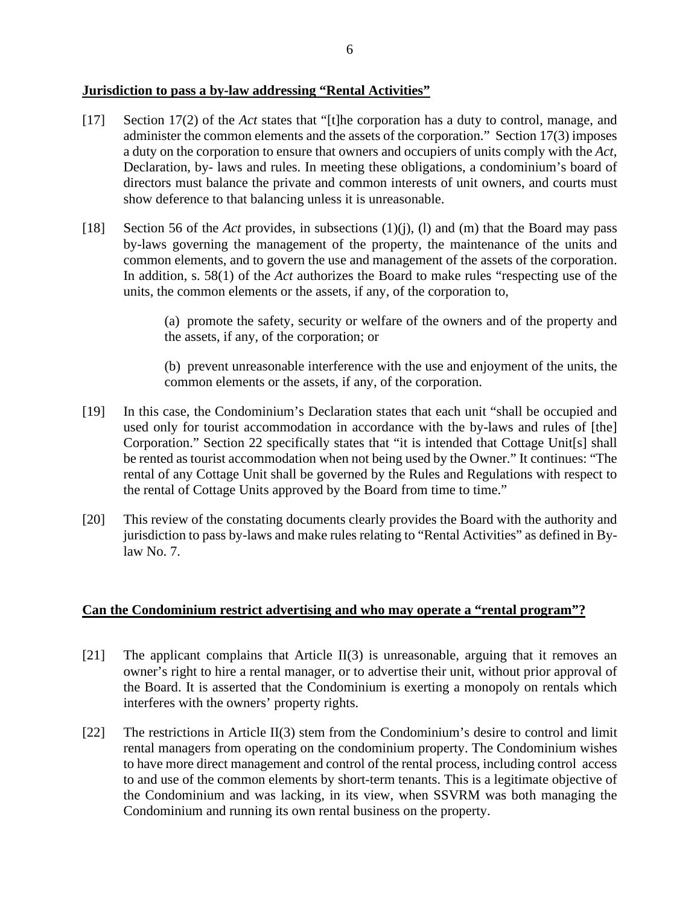**Jurisdiction to pass a by-law addressing "Rental Activities"**

[17] Section 17(2) of the *Act* states that "[t]he corporation has a duty to control, manage, and administer the common elements and the assets of the corporation." Section 17(3) imposes a duty on the corporation to ensure that owners and occupiers of units comply with the *Act*, Declaration, by- laws and rules. In meeting these obligations, a condominium's board of directors must balance the private and common interests of unit owners, and courts must show deference to that balancing unless it is unreasonable.

[18] Section 56 of the *Act* provides, in subsections (1)(j), (l) and (m) that the Board may pass by-laws governing the management of the property, the maintenance of the units and common elements, and to govern the use and management of the assets of the corporation. In addition, s. 58(1) of the *Act* authorizes the Board to make rules "respecting use of the units, the common elements or the assets, if any, of the corporation to,

> (a) promote the safety, security or welfare of the owners and of the property and the assets, if any, of the corporation; or
>
> (b) prevent unreasonable interference with the use and enjoyment of the units, the common elements or the assets, if any, of the corporation.

[19] In this case, the Condominium's Declaration states that each unit "shall be occupied and used only for tourist accommodation in accordance with the by-laws and rules of [the] Corporation." Section 22 specifically states that "it is intended that Cottage Unit[s] shall be rented as tourist accommodation when not being used by the Owner." It continues: "The rental of any Cottage Unit shall be governed by the Rules and Regulations with respect to the rental of Cottage Units approved by the Board from time to time."

[20] This review of the constating documents clearly provides the Board with the authority and jurisdiction to pass by-laws and make rules relating to "Rental Activities" as defined in By-law No. 7.

**Can the Condominium restrict advertising and who may operate a "rental program"?**

[21] The applicant complains that Article II(3) is unreasonable, arguing that it removes an owner's right to hire a rental manager, or to advertise their unit, without prior approval of the Board. It is asserted that the Condominium is exerting a monopoly on rentals which interferes with the owners' property rights.

[22] The restrictions in Article II(3) stem from the Condominium's desire to control and limit rental managers from operating on the condominium property. The Condominium wishes to have more direct management and control of the rental process, including control access to and use of the common elements by short-term tenants. This is a legitimate objective of the Condominium and was lacking, in its view, when SSVRM was both managing the Condominium and running its own rental business on the property.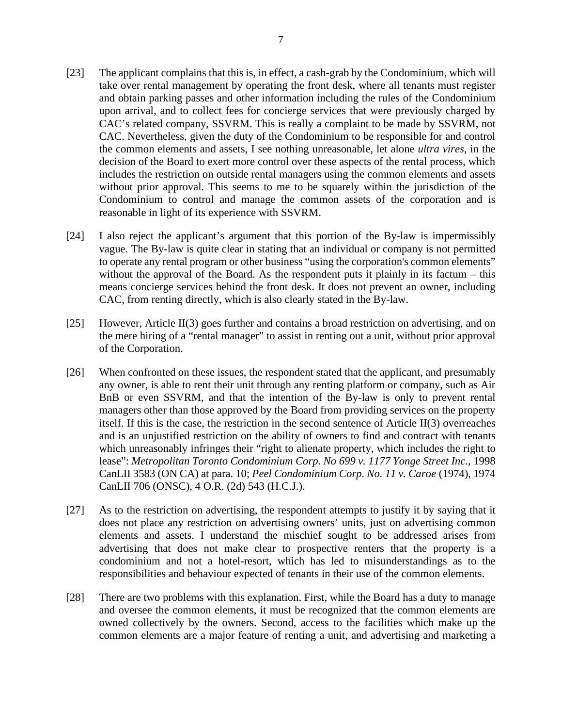[23] The applicant complains that this is, in effect, a cash-grab by the Condominium, which will take over rental management by operating the front desk, where all tenants must register and obtain parking passes and other information including the rules of the Condominium upon arrival, and to collect fees for concierge services that were previously charged by CAC's related company, SSVRM. This is really a complaint to be made by SSVRM, not CAC. Nevertheless, given the duty of the Condominium to be responsible for and control the common elements and assets, I see nothing unreasonable, let alone *ultra vires*, in the decision of the Board to exert more control over these aspects of the rental process, which includes the restriction on outside rental managers using the common elements and assets without prior approval. This seems to me to be squarely within the jurisdiction of the Condominium to control and manage the common assets of the corporation and is reasonable in light of its experience with SSVRM.

[24] I also reject the applicant's argument that this portion of the By-law is impermissibly vague. The By-law is quite clear in stating that an individual or company is not permitted to operate any rental program or other business "using the corporation's common elements" without the approval of the Board. As the respondent puts it plainly in its factum – this means concierge services behind the front desk. It does not prevent an owner, including CAC, from renting directly, which is also clearly stated in the By-law.

[25] However, Article II(3) goes further and contains a broad restriction on advertising, and on the mere hiring of a "rental manager" to assist in renting out a unit, without prior approval of the Corporation.

[26] When confronted on these issues, the respondent stated that the applicant, and presumably any owner, is able to rent their unit through any renting platform or company, such as Air BnB or even SSVRM, and that the intention of the By-law is only to prevent rental managers other than those approved by the Board from providing services on the property itself. If this is the case, the restriction in the second sentence of Article II(3) overreaches and is an unjustified restriction on the ability of owners to find and contract with tenants which unreasonably infringes their "right to alienate property, which includes the right to lease": *Metropolitan Toronto Condominium Corp. No 699 v. 1177 Yonge Street Inc*., 1998 CanLII 3583 (ON CA) at para. 10; *Peel Condominium Corp. No. 11 v. Caroe* (1974), 1974 CanLII 706 (ONSC), 4 O.R. (2d) 543 (H.C.J.).

[27] As to the restriction on advertising, the respondent attempts to justify it by saying that it does not place any restriction on advertising owners' units, just on advertising common elements and assets. I understand the mischief sought to be addressed arises from advertising that does not make clear to prospective renters that the property is a condominium and not a hotel-resort, which has led to misunderstandings as to the responsibilities and behaviour expected of tenants in their use of the common elements.

[28] There are two problems with this explanation. First, while the Board has a duty to manage and oversee the common elements, it must be recognized that the common elements are owned collectively by the owners. Second, access to the facilities which make up the common elements are a major feature of renting a unit, and advertising and marketing a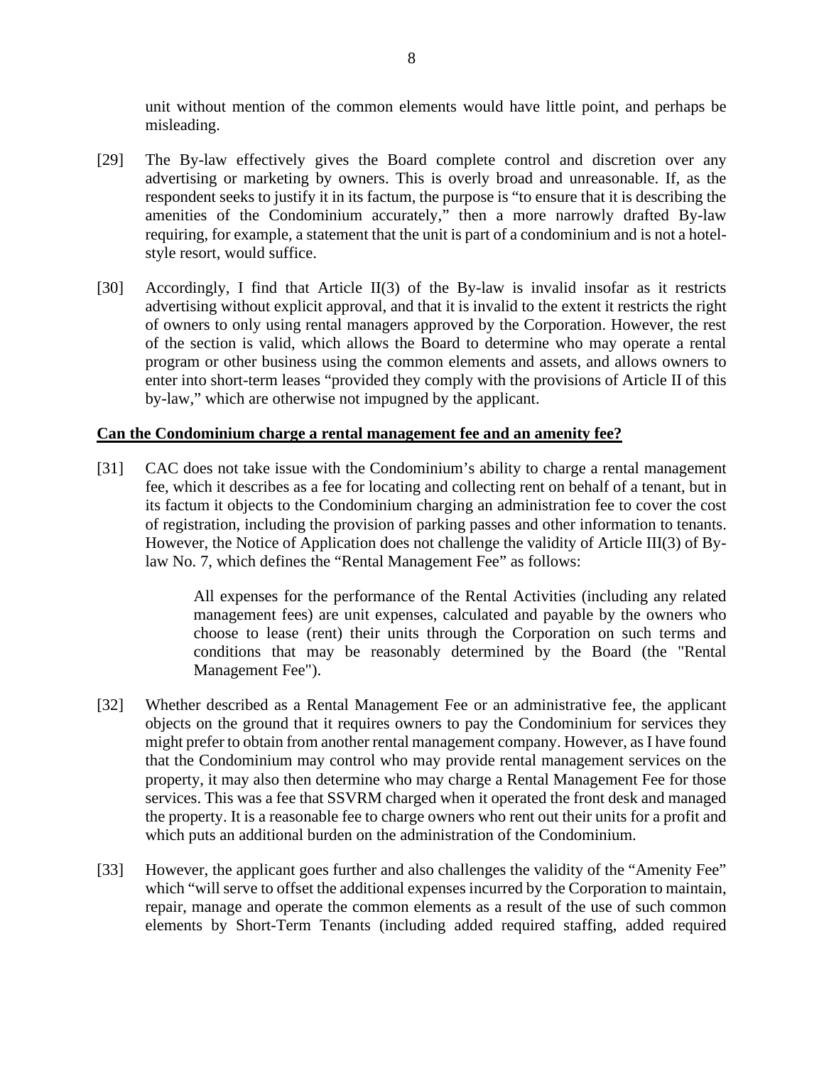unit without mention of the common elements would have little point, and perhaps be misleading.

[29] The By-law effectively gives the Board complete control and discretion over any advertising or marketing by owners. This is overly broad and unreasonable. If, as the respondent seeks to justify it in its factum, the purpose is "to ensure that it is describing the amenities of the Condominium accurately," then a more narrowly drafted By-law requiring, for example, a statement that the unit is part of a condominium and is not a hotel-style resort, would suffice.

[30] Accordingly, I find that Article II(3) of the By-law is invalid insofar as it restricts advertising without explicit approval, and that it is invalid to the extent it restricts the right of owners to only using rental managers approved by the Corporation. However, the rest of the section is valid, which allows the Board to determine who may operate a rental program or other business using the common elements and assets, and allows owners to enter into short-term leases "provided they comply with the provisions of Article II of this by-law," which are otherwise not impugned by the applicant.

**Can the Condominium charge a rental management fee and an amenity fee?**

[31] CAC does not take issue with the Condominium's ability to charge a rental management fee, which it describes as a fee for locating and collecting rent on behalf of a tenant, but in its factum it objects to the Condominium charging an administration fee to cover the cost of registration, including the provision of parking passes and other information to tenants. However, the Notice of Application does not challenge the validity of Article III(3) of By-law No. 7, which defines the "Rental Management Fee" as follows:

> All expenses for the performance of the Rental Activities (including any related management fees) are unit expenses, calculated and payable by the owners who choose to lease (rent) their units through the Corporation on such terms and conditions that may be reasonably determined by the Board (the "Rental Management Fee").

[32] Whether described as a Rental Management Fee or an administrative fee, the applicant objects on the ground that it requires owners to pay the Condominium for services they might prefer to obtain from another rental management company. However, as I have found that the Condominium may control who may provide rental management services on the property, it may also then determine who may charge a Rental Management Fee for those services. This was a fee that SSVRM charged when it operated the front desk and managed the property. It is a reasonable fee to charge owners who rent out their units for a profit and which puts an additional burden on the administration of the Condominium.

[33] However, the applicant goes further and also challenges the validity of the "Amenity Fee" which "will serve to offset the additional expenses incurred by the Corporation to maintain, repair, manage and operate the common elements as a result of the use of such common elements by Short-Term Tenants (including added required staffing, added required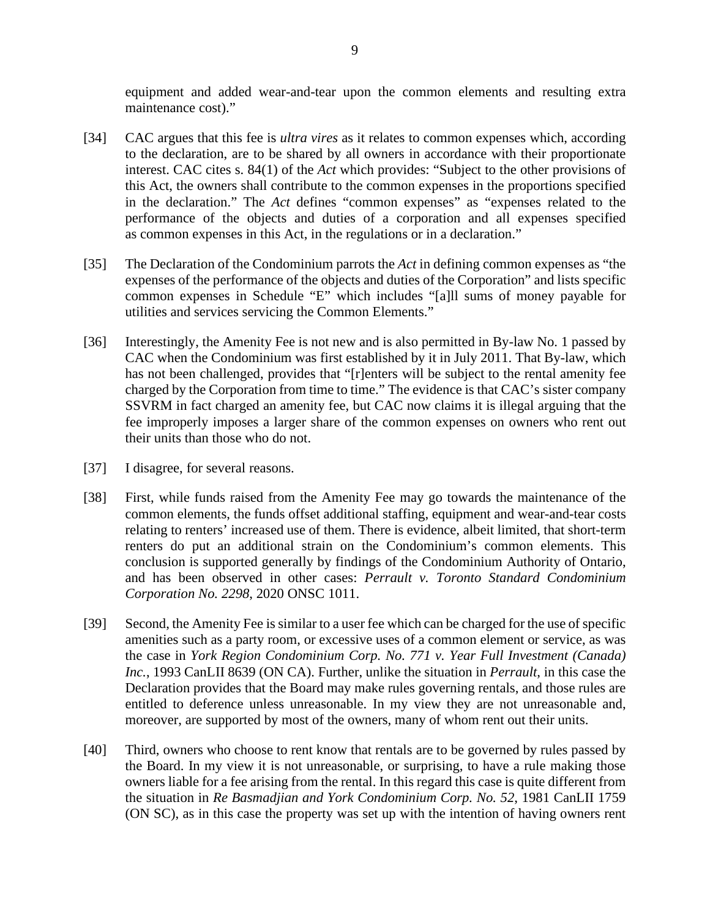equipment and added wear-and-tear upon the common elements and resulting extra maintenance cost)."

[34] CAC argues that this fee is *ultra vires* as it relates to common expenses which, according to the declaration, are to be shared by all owners in accordance with their proportionate interest. CAC cites s. 84(1) of the *Act* which provides: "Subject to the other provisions of this Act, the owners shall contribute to the common expenses in the proportions specified in the declaration." The *Act* defines "common expenses" as "expenses related to the performance of the objects and duties of a corporation and all expenses specified as common expenses in this Act, in the regulations or in a declaration."

[35] The Declaration of the Condominium parrots the *Act* in defining common expenses as "the expenses of the performance of the objects and duties of the Corporation" and lists specific common expenses in Schedule "E" which includes "[a]ll sums of money payable for utilities and services servicing the Common Elements."

[36] Interestingly, the Amenity Fee is not new and is also permitted in By-law No. 1 passed by CAC when the Condominium was first established by it in July 2011. That By-law, which has not been challenged, provides that "[r]enters will be subject to the rental amenity fee charged by the Corporation from time to time." The evidence is that CAC's sister company SSVRM in fact charged an amenity fee, but CAC now claims it is illegal arguing that the fee improperly imposes a larger share of the common expenses on owners who rent out their units than those who do not.

[37] I disagree, for several reasons.

[38] First, while funds raised from the Amenity Fee may go towards the maintenance of the common elements, the funds offset additional staffing, equipment and wear-and-tear costs relating to renters' increased use of them. There is evidence, albeit limited, that short-term renters do put an additional strain on the Condominium's common elements. This conclusion is supported generally by findings of the Condominium Authority of Ontario, and has been observed in other cases: *Perrault v. Toronto Standard Condominium Corporation No. 2298*, 2020 ONSC 1011.

[39] Second, the Amenity Fee is similar to a user fee which can be charged for the use of specific amenities such as a party room, or excessive uses of a common element or service, as was the case in *York Region Condominium Corp. No. 771 v. Year Full Investment (Canada) Inc.*, 1993 CanLII 8639 (ON CA). Further, unlike the situation in *Perrault*, in this case the Declaration provides that the Board may make rules governing rentals, and those rules are entitled to deference unless unreasonable. In my view they are not unreasonable and, moreover, are supported by most of the owners, many of whom rent out their units.

[40] Third, owners who choose to rent know that rentals are to be governed by rules passed by the Board. In my view it is not unreasonable, or surprising, to have a rule making those owners liable for a fee arising from the rental. In this regard this case is quite different from the situation in *Re Basmadjian and York Condominium Corp. No. 52*, 1981 CanLII 1759 (ON SC), as in this case the property was set up with the intention of having owners rent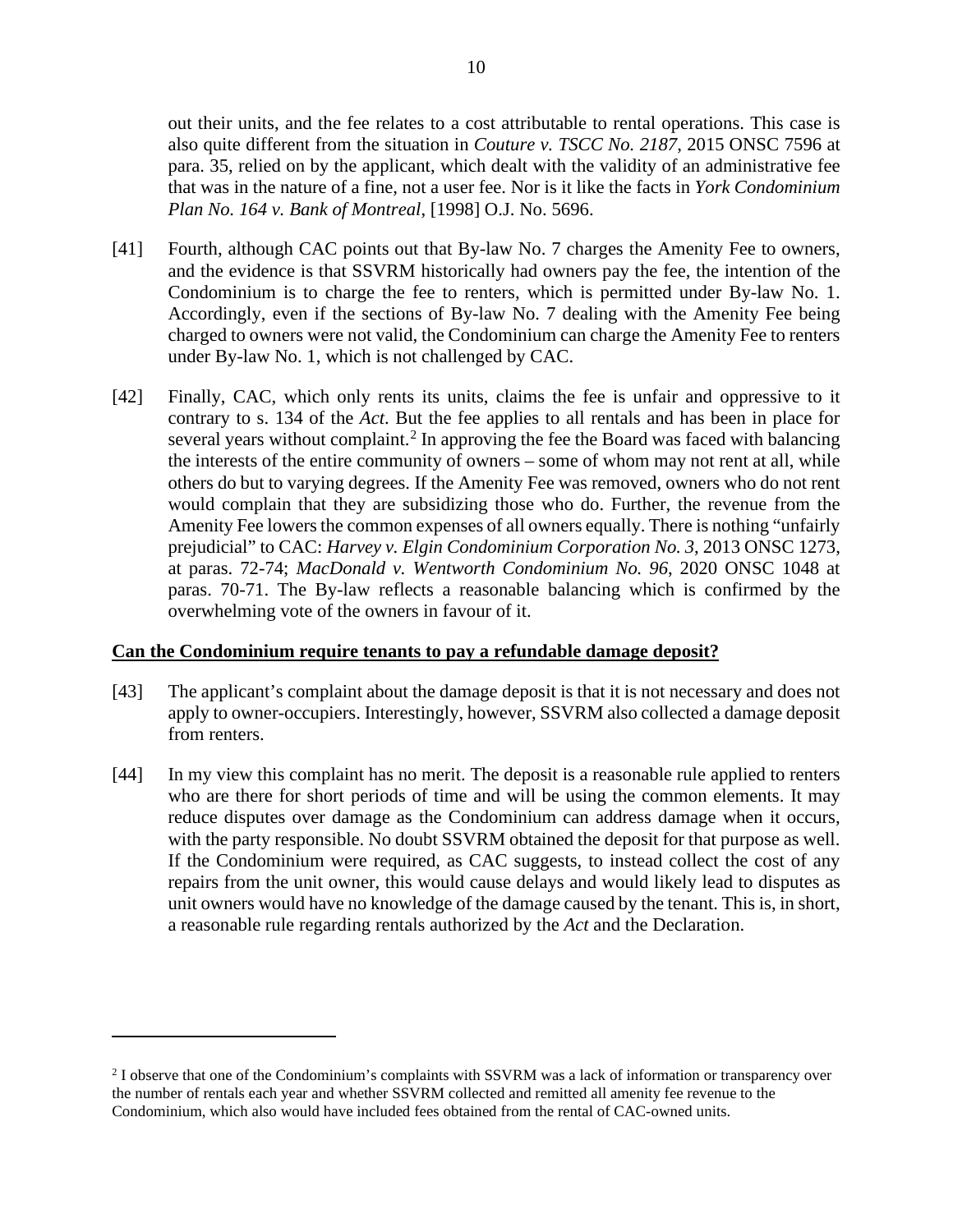out their units, and the fee relates to a cost attributable to rental operations. This case is also quite different from the situation in *Couture v. TSCC No. 2187*, 2015 ONSC 7596 at para. 35, relied on by the applicant, which dealt with the validity of an administrative fee that was in the nature of a fine, not a user fee. Nor is it like the facts in *York Condominium Plan No. 164 v. Bank of Montreal*, [1998] O.J. No. 5696.

[41] Fourth, although CAC points out that By-law No. 7 charges the Amenity Fee to owners, and the evidence is that SSVRM historically had owners pay the fee, the intention of the Condominium is to charge the fee to renters, which is permitted under By-law No. 1. Accordingly, even if the sections of By-law No. 7 dealing with the Amenity Fee being charged to owners were not valid, the Condominium can charge the Amenity Fee to renters under By-law No. 1, which is not challenged by CAC.

[42] Finally, CAC, which only rents its units, claims the fee is unfair and oppressive to it contrary to s. 134 of the *Act*. But the fee applies to all rentals and has been in place for several years without complaint.[2] In approving the fee the Board was faced with balancing the interests of the entire community of owners – some of whom may not rent at all, while others do but to varying degrees. If the Amenity Fee was removed, owners who do not rent would complain that they are subsidizing those who do. Further, the revenue from the Amenity Fee lowers the common expenses of all owners equally. There is nothing "unfairly prejudicial" to CAC: *Harvey v. Elgin Condominium Corporation No. 3*, 2013 ONSC 1273, at paras. 72-74; *MacDonald v. Wentworth Condominium No. 96*, 2020 ONSC 1048 at paras. 70-71. The By-law reflects a reasonable balancing which is confirmed by the overwhelming vote of the owners in favour of it.

**Can the Condominium require tenants to pay a refundable damage deposit?**

[43] The applicant's complaint about the damage deposit is that it is not necessary and does not apply to owner-occupiers. Interestingly, however, SSVRM also collected a damage deposit from renters.

[44] In my view this complaint has no merit. The deposit is a reasonable rule applied to renters who are there for short periods of time and will be using the common elements. It may reduce disputes over damage as the Condominium can address damage when it occurs, with the party responsible. No doubt SSVRM obtained the deposit for that purpose as well. If the Condominium were required, as CAC suggests, to instead collect the cost of any repairs from the unit owner, this would cause delays and would likely lead to disputes as unit owners would have no knowledge of the damage caused by the tenant. This is, in short, a reasonable rule regarding rentals authorized by the *Act* and the Declaration.

---

[2] I observe that one of the Condominium's complaints with SSVRM was a lack of information or transparency over the number of rentals each year and whether SSVRM collected and remitted all amenity fee revenue to the Condominium, which also would have included fees obtained from the rental of CAC-owned units.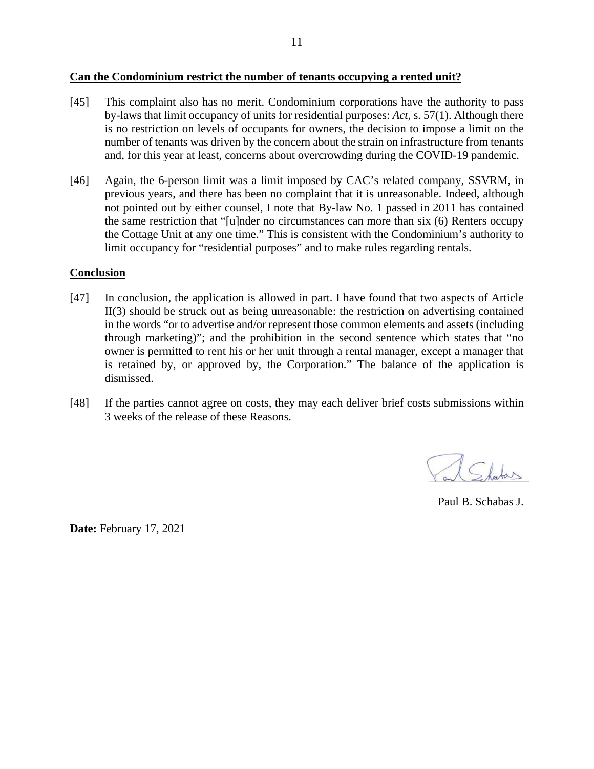**Can the Condominium restrict the number of tenants occupying a rented unit?**

[45] This complaint also has no merit. Condominium corporations have the authority to pass by-laws that limit occupancy of units for residential purposes: *Act*, s. 57(1). Although there is no restriction on levels of occupants for owners, the decision to impose a limit on the number of tenants was driven by the concern about the strain on infrastructure from tenants and, for this year at least, concerns about overcrowding during the COVID-19 pandemic.

[46] Again, the 6-person limit was a limit imposed by CAC's related company, SSVRM, in previous years, and there has been no complaint that it is unreasonable. Indeed, although not pointed out by either counsel, I note that By-law No. 1 passed in 2011 has contained the same restriction that "[u]nder no circumstances can more than six (6) Renters occupy the Cottage Unit at any one time." This is consistent with the Condominium's authority to limit occupancy for "residential purposes" and to make rules regarding rentals.

**Conclusion**

[47] In conclusion, the application is allowed in part. I have found that two aspects of Article II(3) should be struck out as being unreasonable: the restriction on advertising contained in the words "or to advertise and/or represent those common elements and assets (including through marketing)"; and the prohibition in the second sentence which states that "no owner is permitted to rent his or her unit through a rental manager, except a manager that is retained by, or approved by, the Corporation." The balance of the application is dismissed.

[48] If the parties cannot agree on costs, they may each deliver brief costs submissions within 3 weeks of the release of these Reasons.

Paul B. Schabas J.

**Date:** February 17, 2021